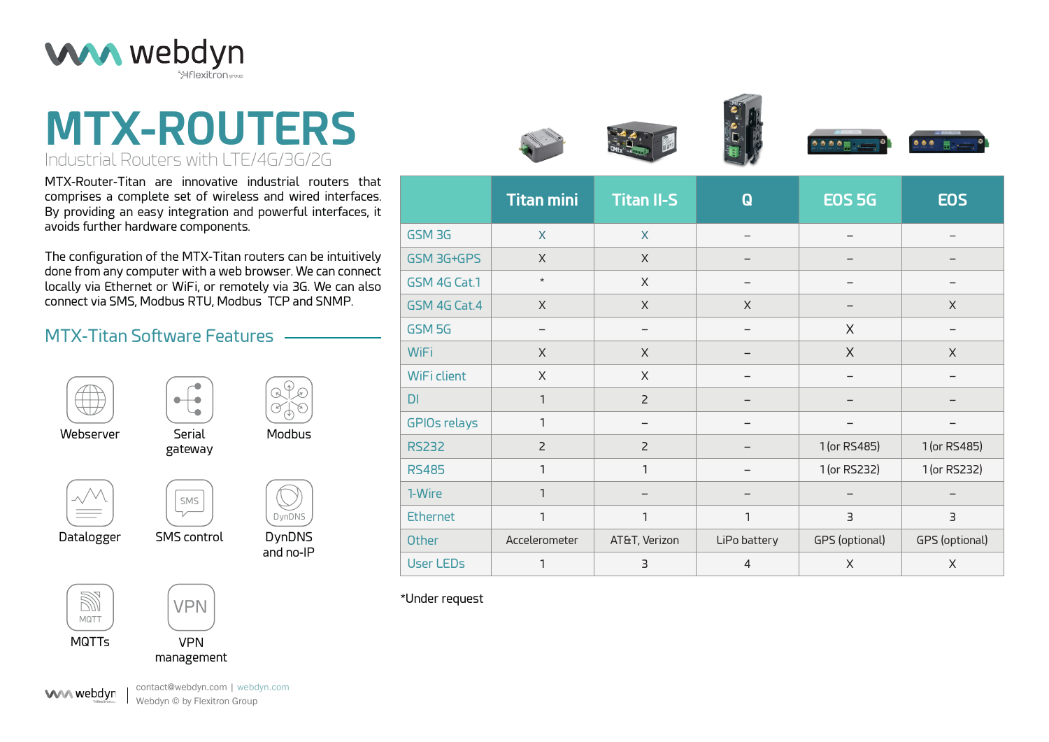# MTX-ROUTERS

Industrial Routers with LTE/4G/3G/2G

MTX-Router-Titan are innovative industrial routers that comprises a complete set of wireless and wired interfaces. By providing an easy integration and powerful interfaces, it avoids further hardware components.

The configuration of the MTX-Titan routers can be intuitively done from any computer with a web browser. We can connect locally via Ethernet or WiFi, or remotely via 3G. We can also connect via SMS, Modbus RTU, Modbus TCP and SNMP.

## MTX-Titan Software Features

- Webserver
- Serial gateway
- Modbus
- Datalogger
- SMS control
- DynDNS and no-IP
- MQTTs
- VPN management

| | Titan mini | Titan II-S | Q | EOS 5G | EOS |
|---|---|---|---|---|---|
| GSM 3G | X | X | – | – | – |
| GSM 3G+GPS | X | X | – | – | – |
| GSM 4G Cat.1 | * | X | – | – | – |
| GSM 4G Cat.4 | X | X | X | – | X |
| GSM 5G | – | – | – | X | – |
| WiFi | X | X | – | X | X |
| WiFi client | X | X | – | – | – |
| DI | 1 | 2 | – | – | – |
| GPIOs relays | 1 | – | – | – | – |
| RS232 | 2 | 2 | – | 1 (or RS485) | 1 (or RS485) |
| RS485 | 1 | 1 | – | 1 (or RS232) | 1 (or RS232) |
| 1-Wire | 1 | – | – | – | – |
| Ethernet | 1 | 1 | 1 | 3 | 3 |
| Other | Accelerometer | AT&T, Verizon | LiPo battery | GPS (optional) | GPS (optional) |
| User LEDs | 1 | 3 | 4 | X | X |

*Under request

contact@webdyn.com | webdyn.com
Webdyn © by Flexitron Group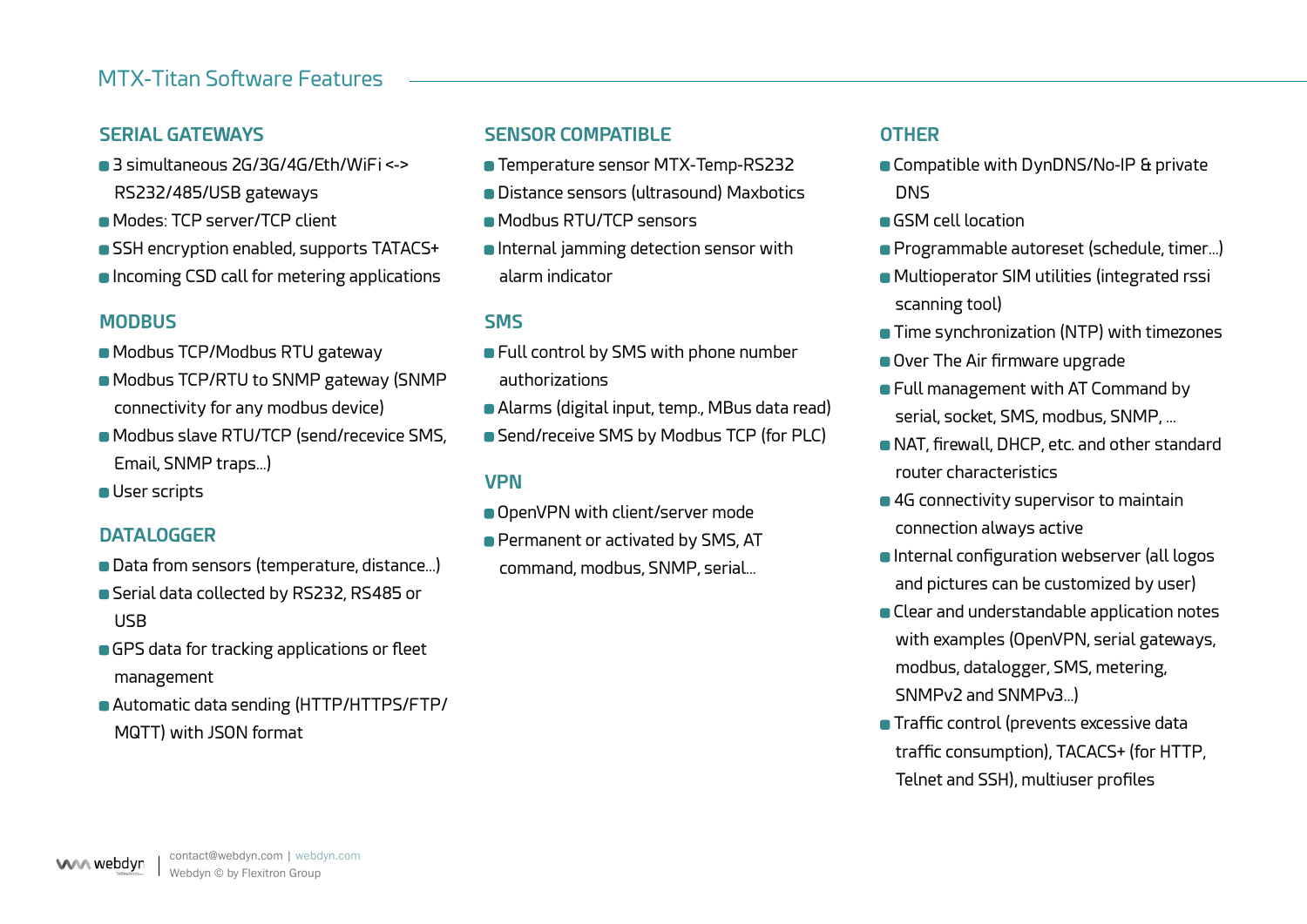## MTX-Titan Software Features

### SERIAL GATEWAYS

- 3 simultaneous 2G/3G/4G/Eth/WiFi <-> RS232/485/USB gateways
- Modes: TCP server/TCP client
- SSH encryption enabled, supports TATACS+
- Incoming CSD call for metering applications

### MODBUS

- Modbus TCP/Modbus RTU gateway
- Modbus TCP/RTU to SNMP gateway (SNMP connectivity for any modbus device)
- Modbus slave RTU/TCP (send/recevice SMS, Email, SNMP traps...)
- User scripts

### DATALOGGER

- Data from sensors (temperature, distance...)
- Serial data collected by RS232, RS485 or USB
- GPS data for tracking applications or fleet management
- Automatic data sending (HTTP/HTTPS/FTP/MQTT) with JSON format

### SENSOR COMPATIBLE

- Temperature sensor MTX-Temp-RS232
- Distance sensors (ultrasound) Maxbotics
- Modbus RTU/TCP sensors
- Internal jamming detection sensor with alarm indicator

### SMS

- Full control by SMS with phone number authorizations
- Alarms (digital input, temp., MBus data read)
- Send/receive SMS by Modbus TCP (for PLC)

### VPN

- OpenVPN with client/server mode
- Permanent or activated by SMS, AT command, modbus, SNMP, serial...

### OTHER

- Compatible with DynDNS/No-IP & private DNS
- GSM cell location
- Programmable autoreset (schedule, timer...)
- Multioperator SIM utilities (integrated rssi scanning tool)
- Time synchronization (NTP) with timezones
- Over The Air firmware upgrade
- Full management with AT Command by serial, socket, SMS, modbus, SNMP, ...
- NAT, firewall, DHCP, etc. and other standard router characteristics
- 4G connectivity supervisor to maintain connection always active
- Internal configuration webserver (all logos and pictures can be customized by user)
- Clear and understandable application notes with examples (OpenVPN, serial gateways, modbus, datalogger, SMS, metering, SNMPv2 and SNMPv3...)
- Traffic control (prevents excessive data traffic consumption), TACACS+ (for HTTP, Telnet and SSH), multiuser profiles

webdyn | contact@webdyn.com | webdyn.com
Webdyn © by Flexitron Group